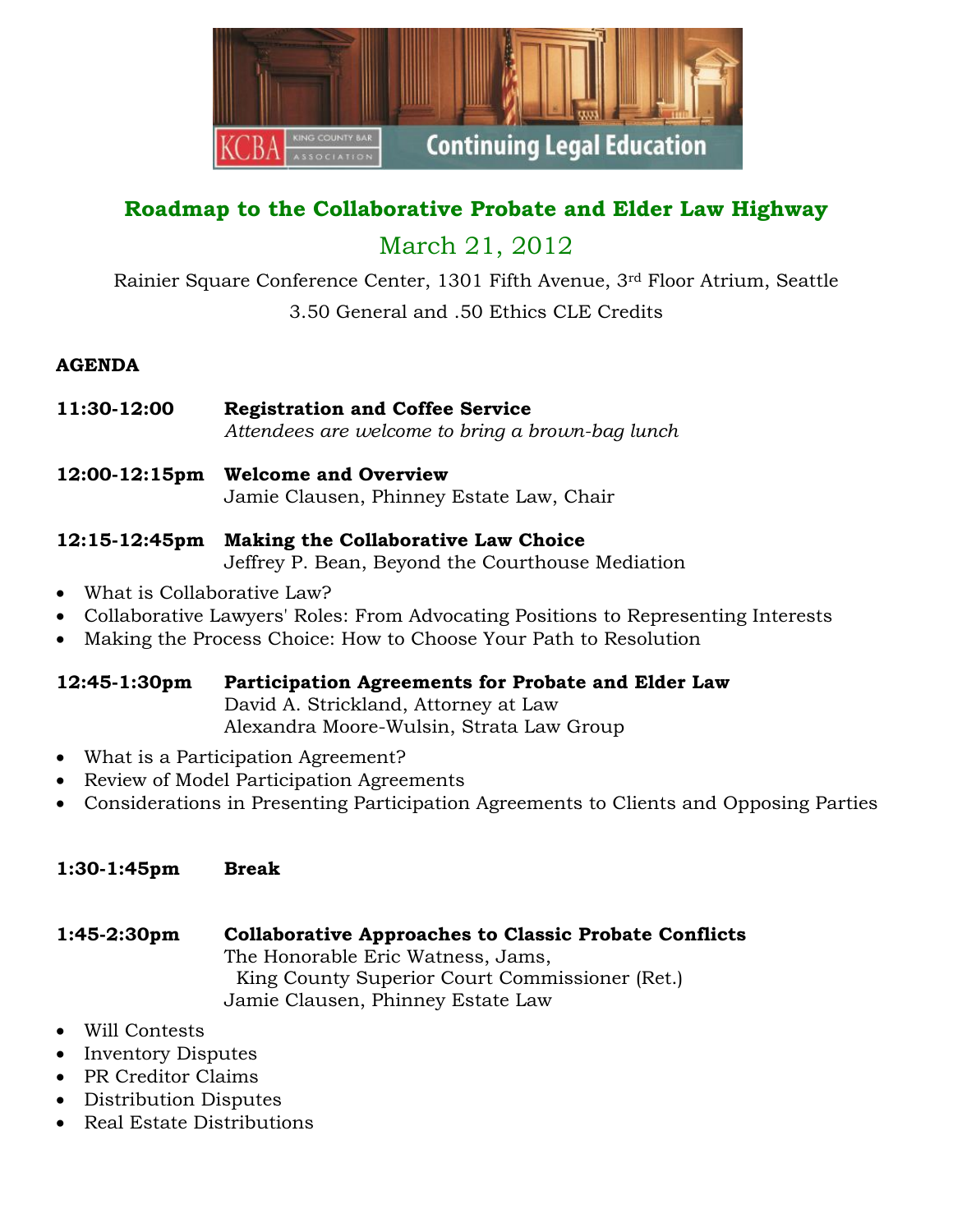# Roadmap to the Collaborative Probate and Elder Law Highway

## March 21, 2012

Rainier Square Conference Center, 1301 Fifth Avenue, 3rd Floor Atrium, Seattle

3.50 General and .50 Ethics CLE Credits

**AGENDA**

**11:30-12:00** **Registration and Coffee Service**
*Attendees are welcome to bring a brown-bag lunch*

**12:00-12:15pm** **Welcome and Overview**
Jamie Clausen, Phinney Estate Law, Chair

**12:15-12:45pm** **Making the Collaborative Law Choice**
Jeffrey P. Bean, Beyond the Courthouse Mediation

- What is Collaborative Law?
- Collaborative Lawyers' Roles: From Advocating Positions to Representing Interests
- Making the Process Choice: How to Choose Your Path to Resolution

**12:45-1:30pm** **Participation Agreements for Probate and Elder Law**
David A. Strickland, Attorney at Law
Alexandra Moore-Wulsin, Strata Law Group

- What is a Participation Agreement?
- Review of Model Participation Agreements
- Considerations in Presenting Participation Agreements to Clients and Opposing Parties

**1:30-1:45pm** **Break**

**1:45-2:30pm** **Collaborative Approaches to Classic Probate Conflicts**
The Honorable Eric Watness, Jams,
King County Superior Court Commissioner (Ret.)
Jamie Clausen, Phinney Estate Law

- Will Contests
- Inventory Disputes
- PR Creditor Claims
- Distribution Disputes
- Real Estate Distributions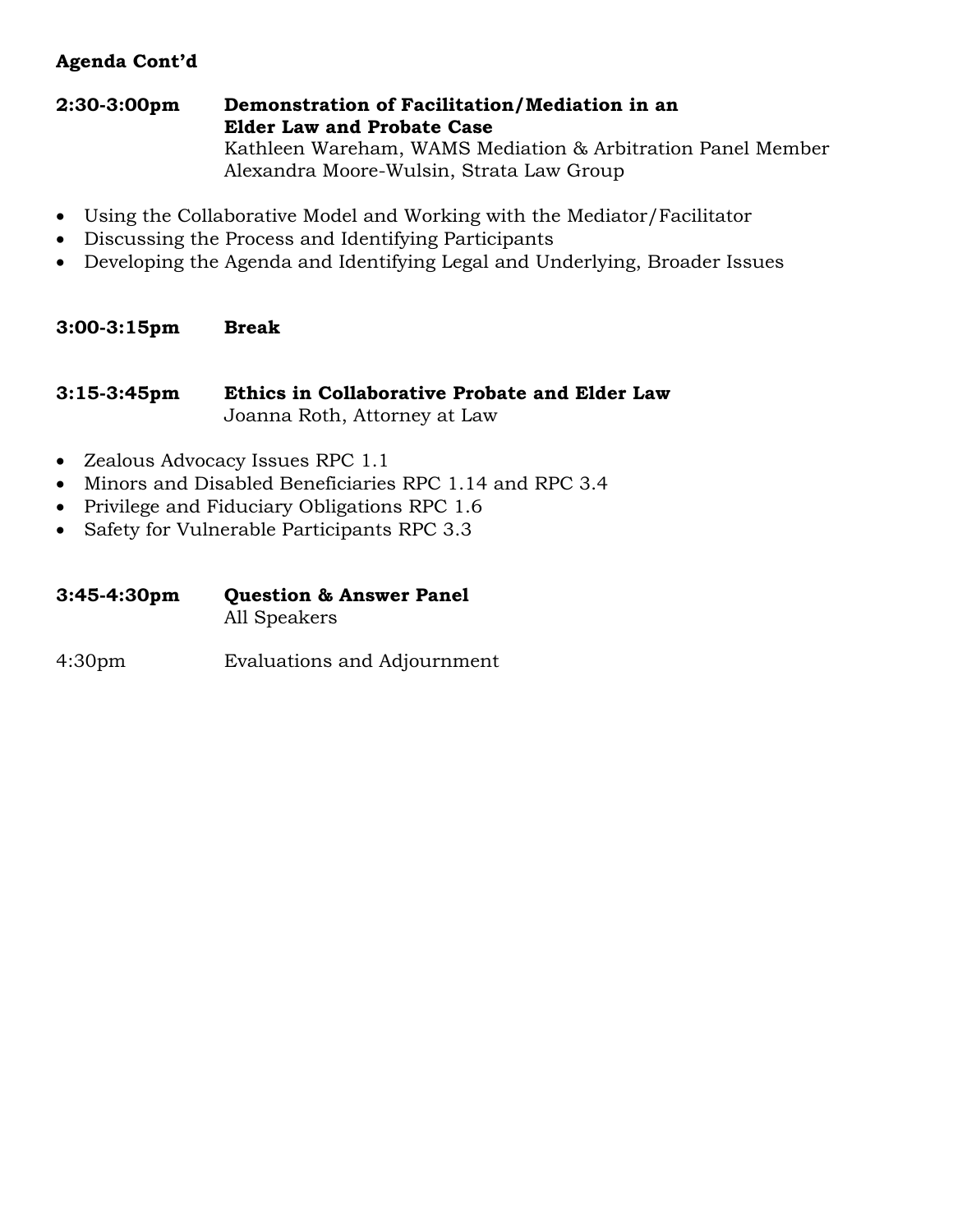**Agenda Cont'd**

**2:30-3:00pm** **Demonstration of Facilitation/Mediation in an Elder Law and Probate Case**
Kathleen Wareham, WAMS Mediation & Arbitration Panel Member
Alexandra Moore-Wulsin, Strata Law Group

- Using the Collaborative Model and Working with the Mediator/Facilitator
- Discussing the Process and Identifying Participants
- Developing the Agenda and Identifying Legal and Underlying, Broader Issues

**3:00-3:15pm** **Break**

**3:15-3:45pm** **Ethics in Collaborative Probate and Elder Law**
Joanna Roth, Attorney at Law

- Zealous Advocacy Issues RPC 1.1
- Minors and Disabled Beneficiaries RPC 1.14 and RPC 3.4
- Privilege and Fiduciary Obligations RPC 1.6
- Safety for Vulnerable Participants RPC 3.3

**3:45-4:30pm** **Question & Answer Panel**
All Speakers

4:30pm Evaluations and Adjournment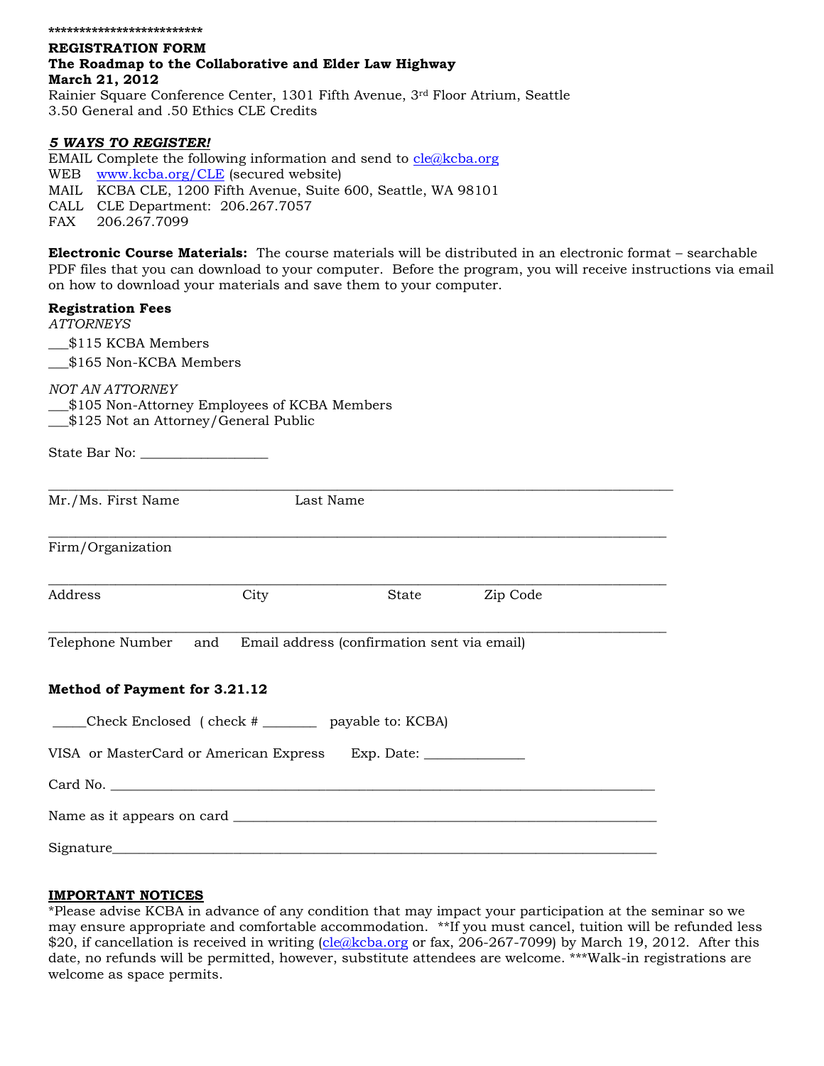*************************

**REGISTRATION FORM**
**The Roadmap to the Collaborative and Elder Law Highway**
**March 21, 2012**
Rainier Square Conference Center, 1301 Fifth Avenue, 3rd Floor Atrium, Seattle
3.50 General and .50 Ethics CLE Credits

***5 WAYS TO REGISTER!***
EMAIL Complete the following information and send to cle@kcba.org
WEB www.kcba.org/CLE (secured website)
MAIL KCBA CLE, 1200 Fifth Avenue, Suite 600, Seattle, WA 98101
CALL CLE Department: 206.267.7057
FAX 206.267.7099

**Electronic Course Materials:** The course materials will be distributed in an electronic format – searchable PDF files that you can download to your computer. Before the program, you will receive instructions via email on how to download your materials and save them to your computer.

**Registration Fees**
*ATTORNEYS*
___$115 KCBA Members
___$165 Non-KCBA Members

*NOT AN ATTORNEY*
___$105 Non-Attorney Employees of KCBA Members
___$125 Not an Attorney/General Public

State Bar No: __________________

_____________________________________________________________
Mr./Ms. First Name Last Name

_____________________________________________________________
Firm/Organization

_____________________________________________________________
Address City State Zip Code

_____________________________________________________________
Telephone Number and Email address (confirmation sent via email)

**Method of Payment for 3.21.12**

_____Check Enclosed ( check # ________ payable to: KCBA)

VISA or MasterCard or American Express Exp. Date: ______________

Card No. _____________________________________________________

Name as it appears on card ____________________________________

Signature_____________________________________________________

**IMPORTANT NOTICES**
*Please advise KCBA in advance of any condition that may impact your participation at the seminar so we may ensure appropriate and comfortable accommodation. **If you must cancel, tuition will be refunded less $20, if cancellation is received in writing (cle@kcba.org or fax, 206-267-7099) by March 19, 2012. After this date, no refunds will be permitted, however, substitute attendees are welcome. ***Walk-in registrations are welcome as space permits.